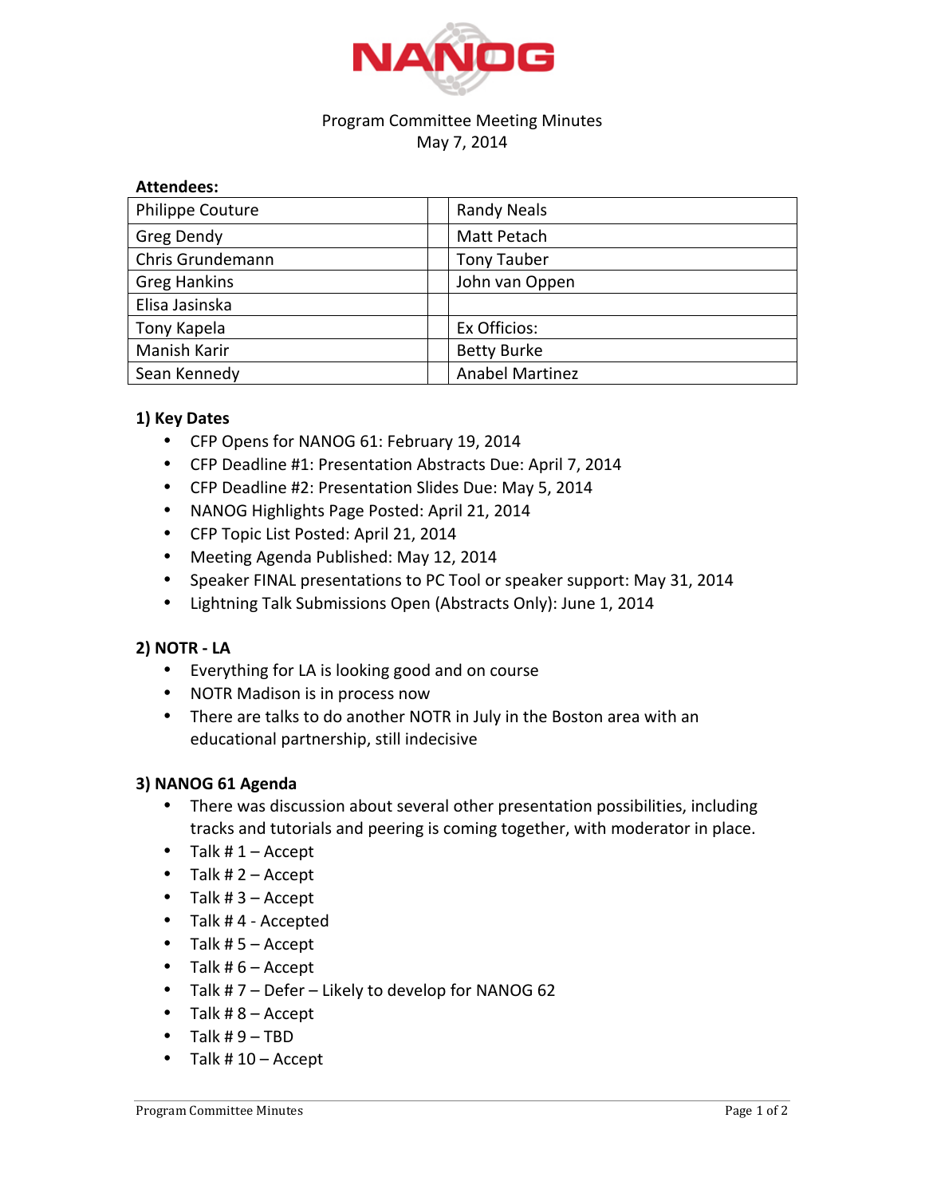NANOG

Program Committee Meeting Minutes
May 7, 2014

**Attendees:**

| | | |
|---|---|---|
| Philippe Couture | | Randy Neals |
| Greg Dendy | | Matt Petach |
| Chris Grundemann | | Tony Tauber |
| Greg Hankins | | John van Oppen |
| Elisa Jasinska | | |
| Tony Kapela | | Ex Officios: |
| Manish Karir | | Betty Burke |
| Sean Kennedy | | Anabel Martinez |

**1) Key Dates**

- CFP Opens for NANOG 61: February 19, 2014
- CFP Deadline #1: Presentation Abstracts Due: April 7, 2014
- CFP Deadline #2: Presentation Slides Due: May 5, 2014
- NANOG Highlights Page Posted: April 21, 2014
- CFP Topic List Posted: April 21, 2014
- Meeting Agenda Published: May 12, 2014
- Speaker FINAL presentations to PC Tool or speaker support: May 31, 2014
- Lightning Talk Submissions Open (Abstracts Only): June 1, 2014

**2) NOTR - LA**

- Everything for LA is looking good and on course
- NOTR Madison is in process now
- There are talks to do another NOTR in July in the Boston area with an educational partnership, still indecisive

**3) NANOG 61 Agenda**

- There was discussion about several other presentation possibilities, including tracks and tutorials and peering is coming together, with moderator in place.
- Talk # 1 – Accept
- Talk # 2 – Accept
- Talk # 3 – Accept
- Talk # 4 - Accepted
- Talk # 5 – Accept
- Talk # 6 – Accept
- Talk # 7 – Defer – Likely to develop for NANOG 62
- Talk # 8 – Accept
- Talk # 9 – TBD
- Talk # 10 – Accept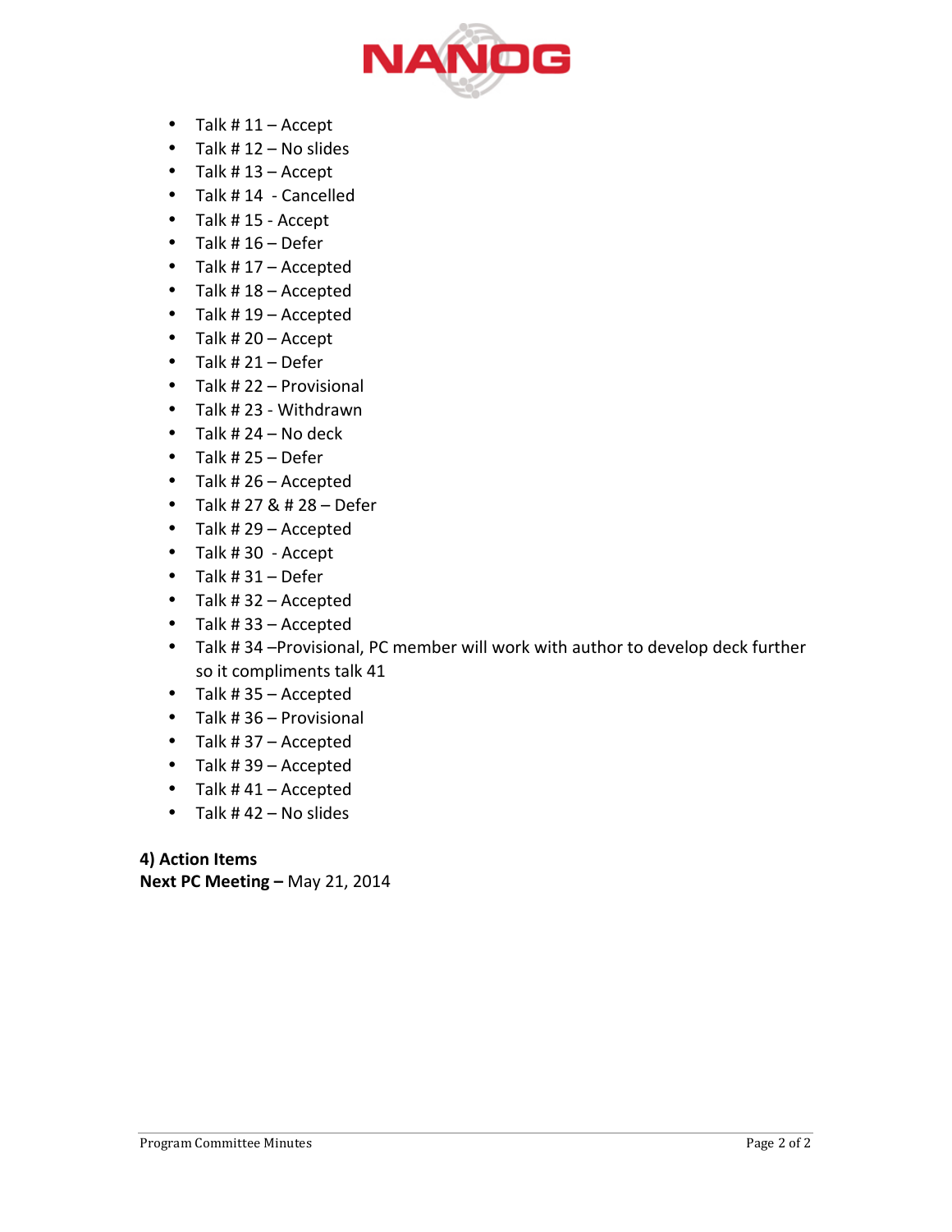- Talk # 11 – Accept
- Talk # 12 – No slides
- Talk # 13 – Accept
- Talk # 14 - Cancelled
- Talk # 15 - Accept
- Talk # 16 – Defer
- Talk # 17 – Accepted
- Talk # 18 – Accepted
- Talk # 19 – Accepted
- Talk # 20 – Accept
- Talk # 21 – Defer
- Talk # 22 – Provisional
- Talk # 23 - Withdrawn
- Talk # 24 – No deck
- Talk # 25 – Defer
- Talk # 26 – Accepted
- Talk # 27 & # 28 – Defer
- Talk # 29 – Accepted
- Talk # 30 - Accept
- Talk # 31 – Defer
- Talk # 32 – Accepted
- Talk # 33 – Accepted
- Talk # 34 –Provisional, PC member will work with author to develop deck further so it compliments talk 41
- Talk # 35 – Accepted
- Talk # 36 – Provisional
- Talk # 37 – Accepted
- Talk # 39 – Accepted
- Talk # 41 – Accepted
- Talk # 42 – No slides

**4) Action Items**

**Next PC Meeting –** May 21, 2014